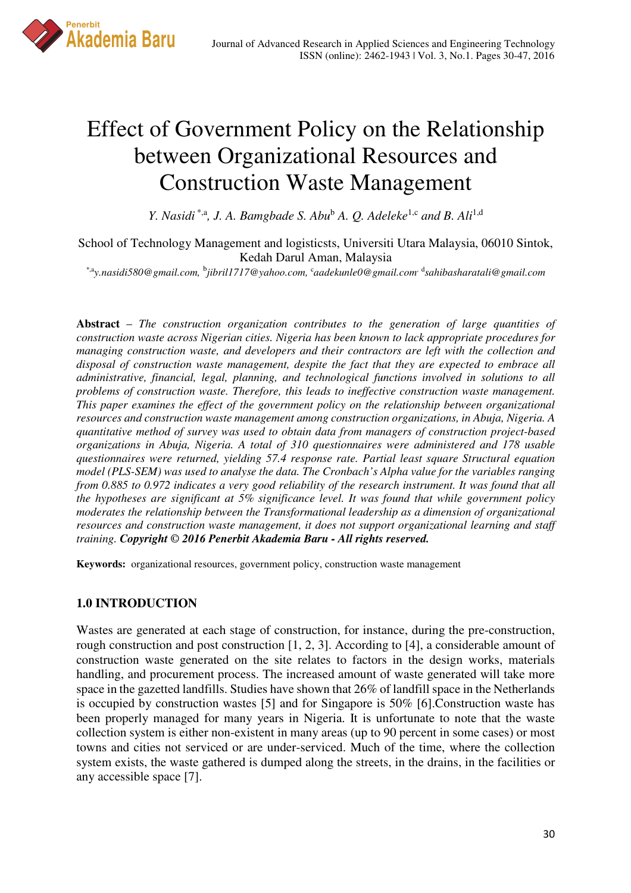# Effect of Government Policy on the Relationship between Organizational Resources and Construction Waste Management

*Y. Nasidi* [*,a]*, J. A. Bamgbade S. Abu*[b] *A. Q. Adeleke*[1,c] *and B. Ali*[1,d]

School of Technology Management and logisticsts, Universiti Utara Malaysia, 06010 Sintok, Kedah Darul Aman, Malaysia

[*,a]*y.nasidi580@gmail.com,* [b]*jibril1717@yahoo.com,* [c]*aadekunle0@gmail.com* [d]*sahibasharatali@gmail.com*

**Abstract** – *The construction organization contributes to the generation of large quantities of construction waste across Nigerian cities. Nigeria has been known to lack appropriate procedures for managing construction waste, and developers and their contractors are left with the collection and disposal of construction waste management, despite the fact that they are expected to embrace all administrative, financial, legal, planning, and technological functions involved in solutions to all problems of construction waste. Therefore, this leads to ineffective construction waste management. This paper examines the effect of the government policy on the relationship between organizational resources and construction waste management among construction organizations, in Abuja, Nigeria. A quantitative method of survey was used to obtain data from managers of construction project-based organizations in Abuja, Nigeria. A total of 310 questionnaires were administered and 178 usable questionnaires were returned, yielding 57.4 response rate. Partial least square Structural equation model (PLS-SEM) was used to analyse the data. The Cronbach's Alpha value for the variables ranging from 0.885 to 0.972 indicates a very good reliability of the research instrument. It was found that all the hypotheses are significant at 5% significance level. It was found that while government policy moderates the relationship between the Transformational leadership as a dimension of organizational resources and construction waste management, it does not support organizational learning and staff training.* ***Copyright © 2016 Penerbit Akademia Baru - All rights reserved.***

**Keywords:** organizational resources, government policy, construction waste management

## 1.0 INTRODUCTION

Wastes are generated at each stage of construction, for instance, during the pre-construction, rough construction and post construction [1, 2, 3]. According to [4], a considerable amount of construction waste generated on the site relates to factors in the design works, materials handling, and procurement process. The increased amount of waste generated will take more space in the gazetted landfills. Studies have shown that 26% of landfill space in the Netherlands is occupied by construction wastes [5] and for Singapore is 50% [6].Construction waste has been properly managed for many years in Nigeria. It is unfortunate to note that the waste collection system is either non-existent in many areas (up to 90 percent in some cases) or most towns and cities not serviced or are under-serviced. Much of the time, where the collection system exists, the waste gathered is dumped along the streets, in the drains, in the facilities or any accessible space [7].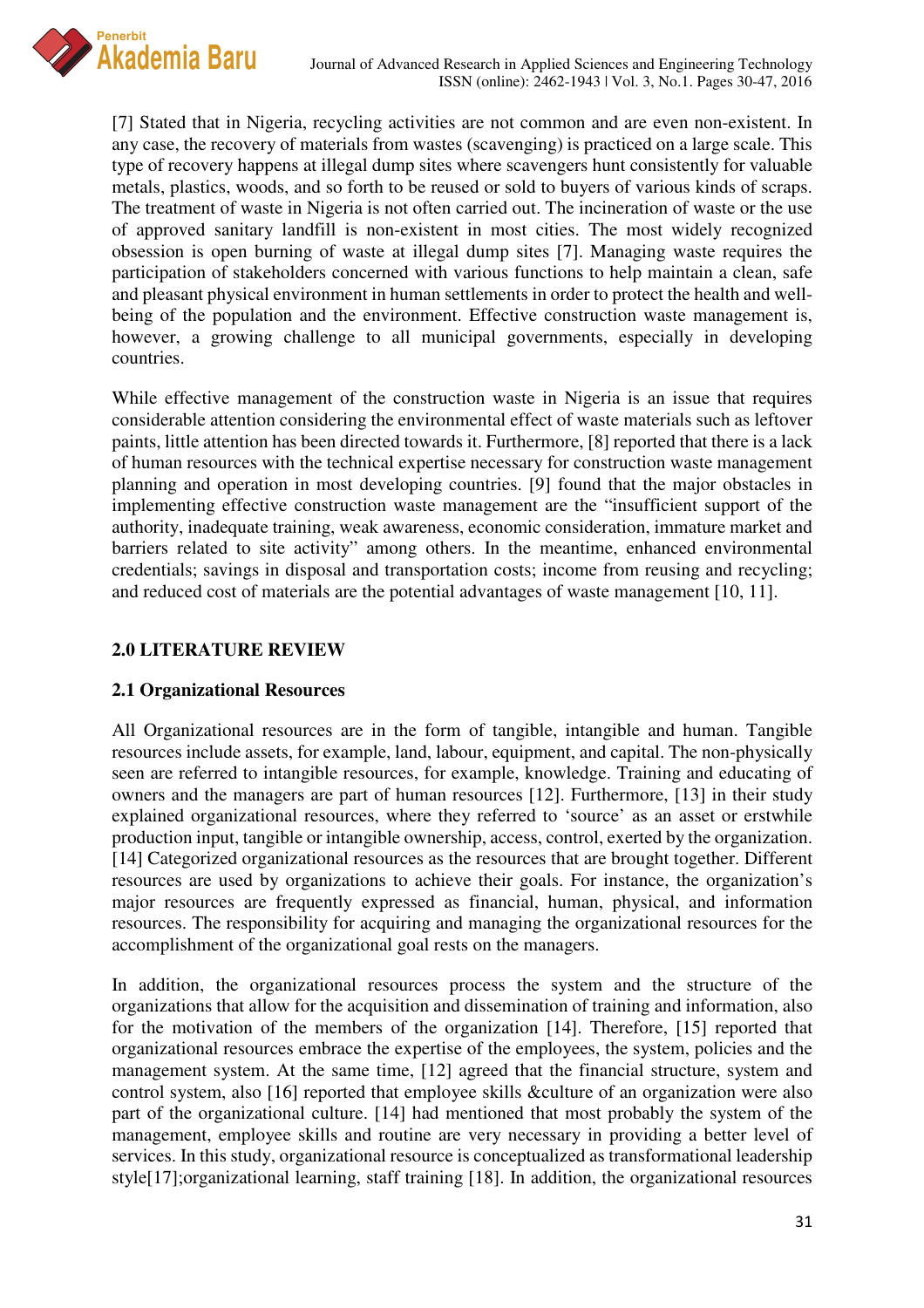[7] Stated that in Nigeria, recycling activities are not common and are even non-existent. In any case, the recovery of materials from wastes (scavenging) is practiced on a large scale. This type of recovery happens at illegal dump sites where scavengers hunt consistently for valuable metals, plastics, woods, and so forth to be reused or sold to buyers of various kinds of scraps. The treatment of waste in Nigeria is not often carried out. The incineration of waste or the use of approved sanitary landfill is non-existent in most cities. The most widely recognized obsession is open burning of waste at illegal dump sites [7]. Managing waste requires the participation of stakeholders concerned with various functions to help maintain a clean, safe and pleasant physical environment in human settlements in order to protect the health and well-being of the population and the environment. Effective construction waste management is, however, a growing challenge to all municipal governments, especially in developing countries.

While effective management of the construction waste in Nigeria is an issue that requires considerable attention considering the environmental effect of waste materials such as leftover paints, little attention has been directed towards it. Furthermore, [8] reported that there is a lack of human resources with the technical expertise necessary for construction waste management planning and operation in most developing countries. [9] found that the major obstacles in implementing effective construction waste management are the "insufficient support of the authority, inadequate training, weak awareness, economic consideration, immature market and barriers related to site activity" among others. In the meantime, enhanced environmental credentials; savings in disposal and transportation costs; income from reusing and recycling; and reduced cost of materials are the potential advantages of waste management [10, 11].

## 2.0 LITERATURE REVIEW

### 2.1 Organizational Resources

All Organizational resources are in the form of tangible, intangible and human. Tangible resources include assets, for example, land, labour, equipment, and capital. The non-physically seen are referred to intangible resources, for example, knowledge. Training and educating of owners and the managers are part of human resources [12]. Furthermore, [13] in their study explained organizational resources, where they referred to 'source' as an asset or erstwhile production input, tangible or intangible ownership, access, control, exerted by the organization. [14] Categorized organizational resources as the resources that are brought together. Different resources are used by organizations to achieve their goals. For instance, the organization's major resources are frequently expressed as financial, human, physical, and information resources. The responsibility for acquiring and managing the organizational resources for the accomplishment of the organizational goal rests on the managers.

In addition, the organizational resources process the system and the structure of the organizations that allow for the acquisition and dissemination of training and information, also for the motivation of the members of the organization [14]. Therefore, [15] reported that organizational resources embrace the expertise of the employees, the system, policies and the management system. At the same time, [12] agreed that the financial structure, system and control system, also [16] reported that employee skills &culture of an organization were also part of the organizational culture. [14] had mentioned that most probably the system of the management, employee skills and routine are very necessary in providing a better level of services. In this study, organizational resource is conceptualized as transformational leadership style[17];organizational learning, staff training [18]. In addition, the organizational resources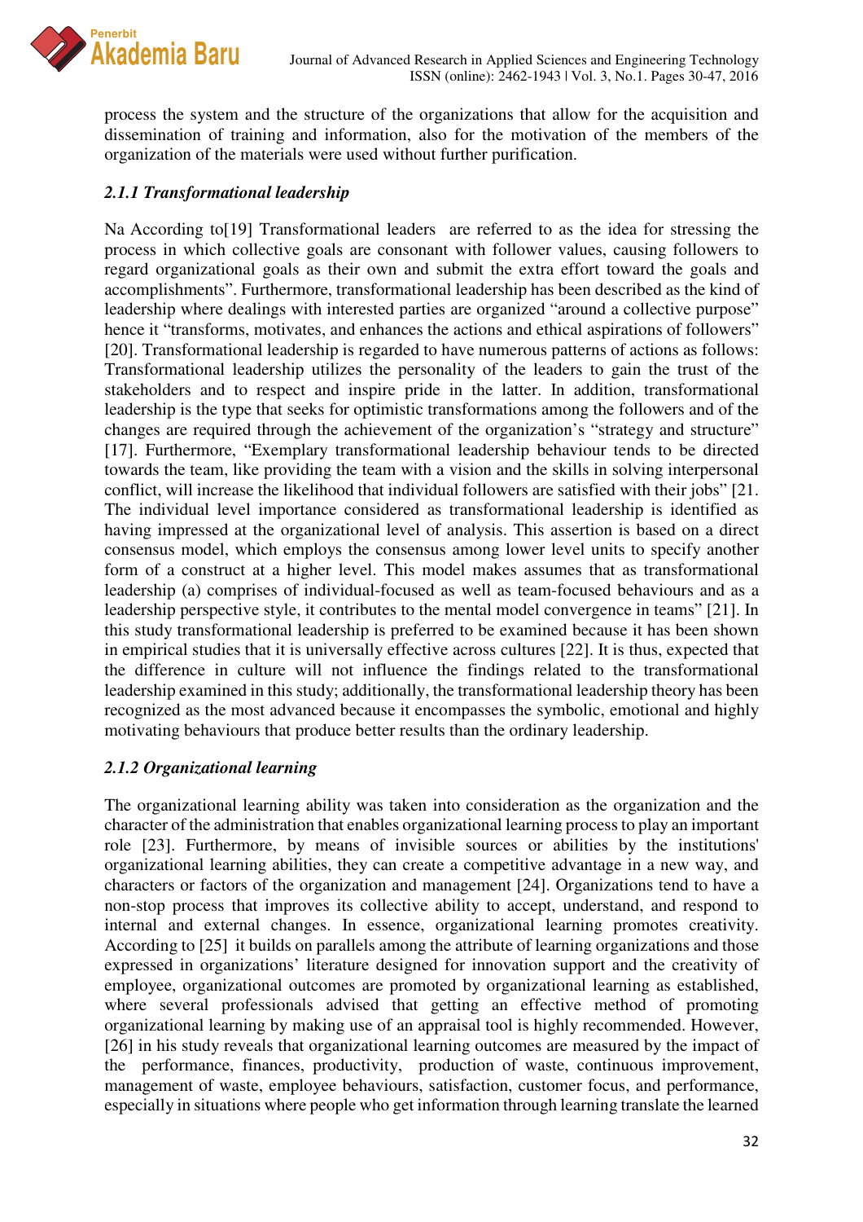process the system and the structure of the organizations that allow for the acquisition and dissemination of training and information, also for the motivation of the members of the organization of the materials were used without further purification.

### *2.1.1 Transformational leadership*

Na According to[19] Transformational leaders are referred to as the idea for stressing the process in which collective goals are consonant with follower values, causing followers to regard organizational goals as their own and submit the extra effort toward the goals and accomplishments". Furthermore, transformational leadership has been described as the kind of leadership where dealings with interested parties are organized "around a collective purpose" hence it "transforms, motivates, and enhances the actions and ethical aspirations of followers" [20]. Transformational leadership is regarded to have numerous patterns of actions as follows: Transformational leadership utilizes the personality of the leaders to gain the trust of the stakeholders and to respect and inspire pride in the latter. In addition, transformational leadership is the type that seeks for optimistic transformations among the followers and of the changes are required through the achievement of the organization's "strategy and structure" [17]. Furthermore, "Exemplary transformational leadership behaviour tends to be directed towards the team, like providing the team with a vision and the skills in solving interpersonal conflict, will increase the likelihood that individual followers are satisfied with their jobs" [21. The individual level importance considered as transformational leadership is identified as having impressed at the organizational level of analysis. This assertion is based on a direct consensus model, which employs the consensus among lower level units to specify another form of a construct at a higher level. This model makes assumes that as transformational leadership (a) comprises of individual-focused as well as team-focused behaviours and as a leadership perspective style, it contributes to the mental model convergence in teams" [21]. In this study transformational leadership is preferred to be examined because it has been shown in empirical studies that it is universally effective across cultures [22]. It is thus, expected that the difference in culture will not influence the findings related to the transformational leadership examined in this study; additionally, the transformational leadership theory has been recognized as the most advanced because it encompasses the symbolic, emotional and highly motivating behaviours that produce better results than the ordinary leadership.

### *2.1.2 Organizational learning*

The organizational learning ability was taken into consideration as the organization and the character of the administration that enables organizational learning process to play an important role [23]. Furthermore, by means of invisible sources or abilities by the institutions' organizational learning abilities, they can create a competitive advantage in a new way, and characters or factors of the organization and management [24]. Organizations tend to have a non-stop process that improves its collective ability to accept, understand, and respond to internal and external changes. In essence, organizational learning promotes creativity. According to [25] it builds on parallels among the attribute of learning organizations and those expressed in organizations' literature designed for innovation support and the creativity of employee, organizational outcomes are promoted by organizational learning as established, where several professionals advised that getting an effective method of promoting organizational learning by making use of an appraisal tool is highly recommended. However, [26] in his study reveals that organizational learning outcomes are measured by the impact of the performance, finances, productivity, production of waste, continuous improvement, management of waste, employee behaviours, satisfaction, customer focus, and performance, especially in situations where people who get information through learning translate the learned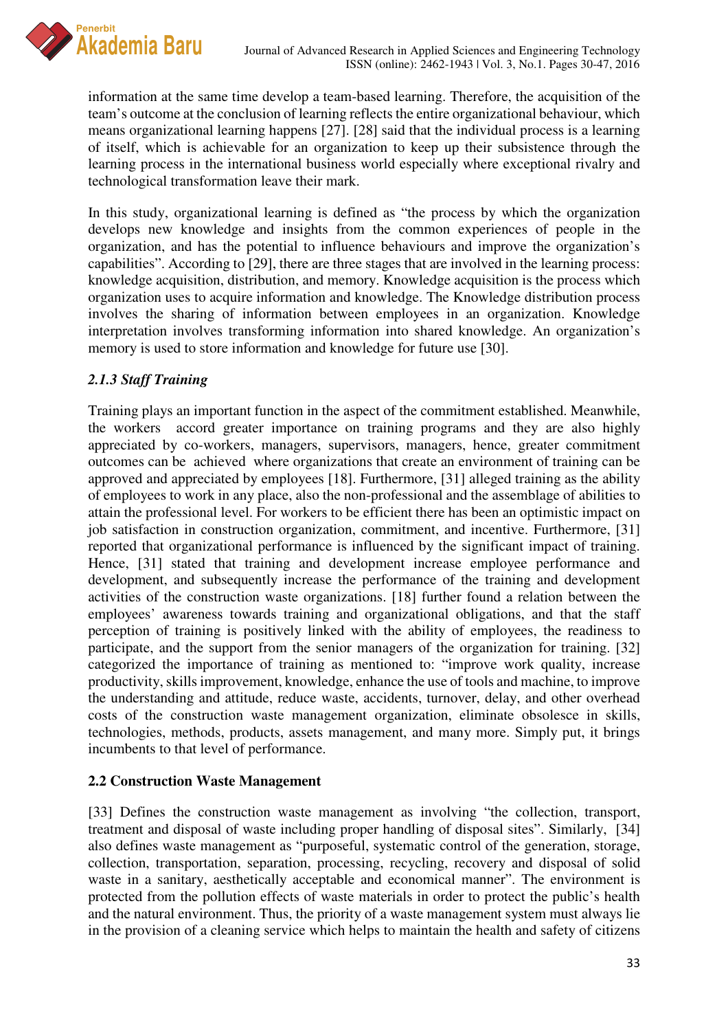information at the same time develop a team-based learning. Therefore, the acquisition of the team's outcome at the conclusion of learning reflects the entire organizational behaviour, which means organizational learning happens [27]. [28] said that the individual process is a learning of itself, which is achievable for an organization to keep up their subsistence through the learning process in the international business world especially where exceptional rivalry and technological transformation leave their mark.

In this study, organizational learning is defined as "the process by which the organization develops new knowledge and insights from the common experiences of people in the organization, and has the potential to influence behaviours and improve the organization's capabilities". According to [29], there are three stages that are involved in the learning process: knowledge acquisition, distribution, and memory. Knowledge acquisition is the process which organization uses to acquire information and knowledge. The Knowledge distribution process involves the sharing of information between employees in an organization. Knowledge interpretation involves transforming information into shared knowledge. An organization's memory is used to store information and knowledge for future use [30].

### *2.1.3 Staff Training*

Training plays an important function in the aspect of the commitment established. Meanwhile, the workers accord greater importance on training programs and they are also highly appreciated by co-workers, managers, supervisors, managers, hence, greater commitment outcomes can be achieved where organizations that create an environment of training can be approved and appreciated by employees [18]. Furthermore, [31] alleged training as the ability of employees to work in any place, also the non-professional and the assemblage of abilities to attain the professional level. For workers to be efficient there has been an optimistic impact on job satisfaction in construction organization, commitment, and incentive. Furthermore, [31] reported that organizational performance is influenced by the significant impact of training. Hence, [31] stated that training and development increase employee performance and development, and subsequently increase the performance of the training and development activities of the construction waste organizations. [18] further found a relation between the employees' awareness towards training and organizational obligations, and that the staff perception of training is positively linked with the ability of employees, the readiness to participate, and the support from the senior managers of the organization for training. [32] categorized the importance of training as mentioned to: "improve work quality, increase productivity, skills improvement, knowledge, enhance the use of tools and machine, to improve the understanding and attitude, reduce waste, accidents, turnover, delay, and other overhead costs of the construction waste management organization, eliminate obsolesce in skills, technologies, methods, products, assets management, and many more. Simply put, it brings incumbents to that level of performance.

## **2.2 Construction Waste Management**

[33] Defines the construction waste management as involving "the collection, transport, treatment and disposal of waste including proper handling of disposal sites". Similarly, [34] also defines waste management as "purposeful, systematic control of the generation, storage, collection, transportation, separation, processing, recycling, recovery and disposal of solid waste in a sanitary, aesthetically acceptable and economical manner". The environment is protected from the pollution effects of waste materials in order to protect the public's health and the natural environment. Thus, the priority of a waste management system must always lie in the provision of a cleaning service which helps to maintain the health and safety of citizens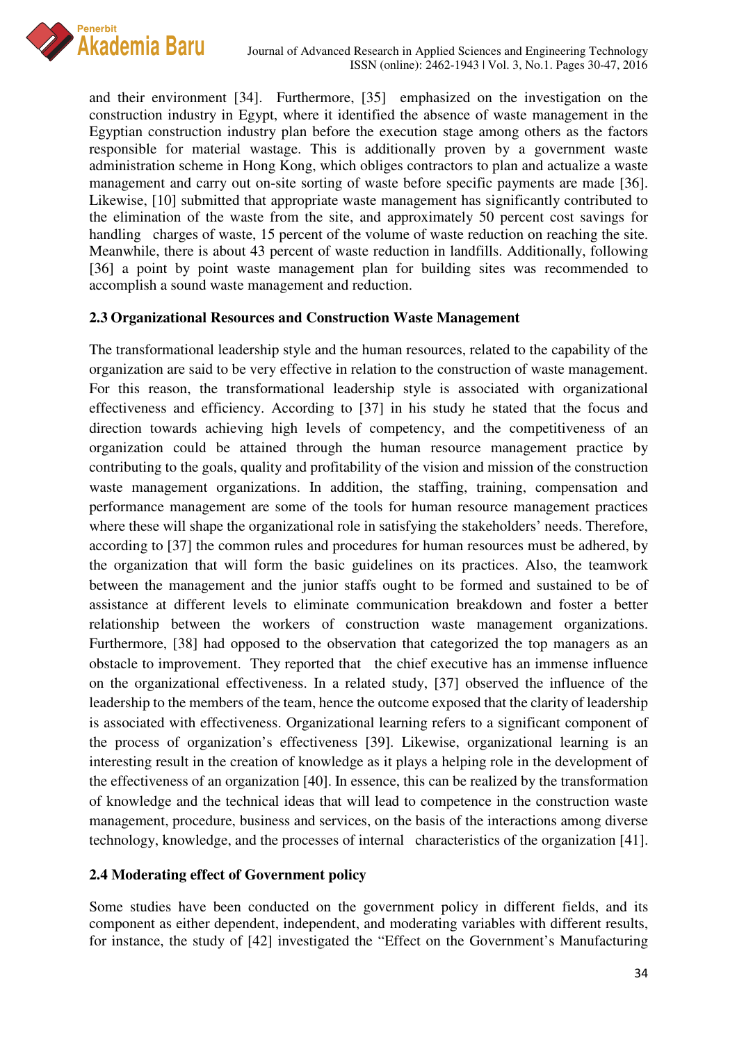and their environment [34]. Furthermore, [35] emphasized on the investigation on the construction industry in Egypt, where it identified the absence of waste management in the Egyptian construction industry plan before the execution stage among others as the factors responsible for material wastage. This is additionally proven by a government waste administration scheme in Hong Kong, which obliges contractors to plan and actualize a waste management and carry out on-site sorting of waste before specific payments are made [36]. Likewise, [10] submitted that appropriate waste management has significantly contributed to the elimination of the waste from the site, and approximately 50 percent cost savings for handling charges of waste, 15 percent of the volume of waste reduction on reaching the site. Meanwhile, there is about 43 percent of waste reduction in landfills. Additionally, following [36] a point by point waste management plan for building sites was recommended to accomplish a sound waste management and reduction.

### 2.3 Organizational Resources and Construction Waste Management

The transformational leadership style and the human resources, related to the capability of the organization are said to be very effective in relation to the construction of waste management. For this reason, the transformational leadership style is associated with organizational effectiveness and efficiency. According to [37] in his study he stated that the focus and direction towards achieving high levels of competency, and the competitiveness of an organization could be attained through the human resource management practice by contributing to the goals, quality and profitability of the vision and mission of the construction waste management organizations. In addition, the staffing, training, compensation and performance management are some of the tools for human resource management practices where these will shape the organizational role in satisfying the stakeholders' needs. Therefore, according to [37] the common rules and procedures for human resources must be adhered, by the organization that will form the basic guidelines on its practices. Also, the teamwork between the management and the junior staffs ought to be formed and sustained to be of assistance at different levels to eliminate communication breakdown and foster a better relationship between the workers of construction waste management organizations. Furthermore, [38] had opposed to the observation that categorized the top managers as an obstacle to improvement. They reported that the chief executive has an immense influence on the organizational effectiveness. In a related study, [37] observed the influence of the leadership to the members of the team, hence the outcome exposed that the clarity of leadership is associated with effectiveness. Organizational learning refers to a significant component of the process of organization's effectiveness [39]. Likewise, organizational learning is an interesting result in the creation of knowledge as it plays a helping role in the development of the effectiveness of an organization [40]. In essence, this can be realized by the transformation of knowledge and the technical ideas that will lead to competence in the construction waste management, procedure, business and services, on the basis of the interactions among diverse technology, knowledge, and the processes of internal characteristics of the organization [41].

### 2.4 Moderating effect of Government policy

Some studies have been conducted on the government policy in different fields, and its component as either dependent, independent, and moderating variables with different results, for instance, the study of [42] investigated the "Effect on the Government's Manufacturing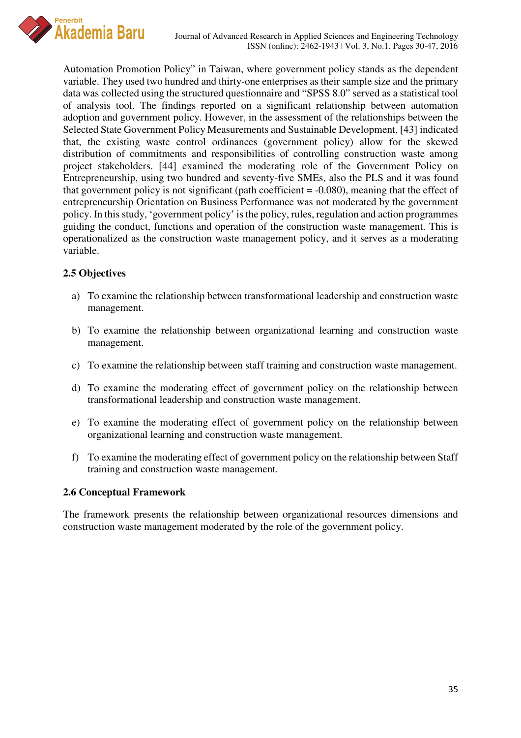Automation Promotion Policy" in Taiwan, where government policy stands as the dependent variable. They used two hundred and thirty-one enterprises as their sample size and the primary data was collected using the structured questionnaire and "SPSS 8.0" served as a statistical tool of analysis tool. The findings reported on a significant relationship between automation adoption and government policy. However, in the assessment of the relationships between the Selected State Government Policy Measurements and Sustainable Development, [43] indicated that, the existing waste control ordinances (government policy) allow for the skewed distribution of commitments and responsibilities of controlling construction waste among project stakeholders. [44] examined the moderating role of the Government Policy on Entrepreneurship, using two hundred and seventy-five SMEs, also the PLS and it was found that government policy is not significant (path coefficient = -0.080), meaning that the effect of entrepreneurship Orientation on Business Performance was not moderated by the government policy. In this study, 'government policy' is the policy, rules, regulation and action programmes guiding the conduct, functions and operation of the construction waste management. This is operationalized as the construction waste management policy, and it serves as a moderating variable.

### 2.5 Objectives

a) To examine the relationship between transformational leadership and construction waste management.

b) To examine the relationship between organizational learning and construction waste management.

c) To examine the relationship between staff training and construction waste management.

d) To examine the moderating effect of government policy on the relationship between transformational leadership and construction waste management.

e) To examine the moderating effect of government policy on the relationship between organizational learning and construction waste management.

f) To examine the moderating effect of government policy on the relationship between Staff training and construction waste management.

### 2.6 Conceptual Framework

The framework presents the relationship between organizational resources dimensions and construction waste management moderated by the role of the government policy.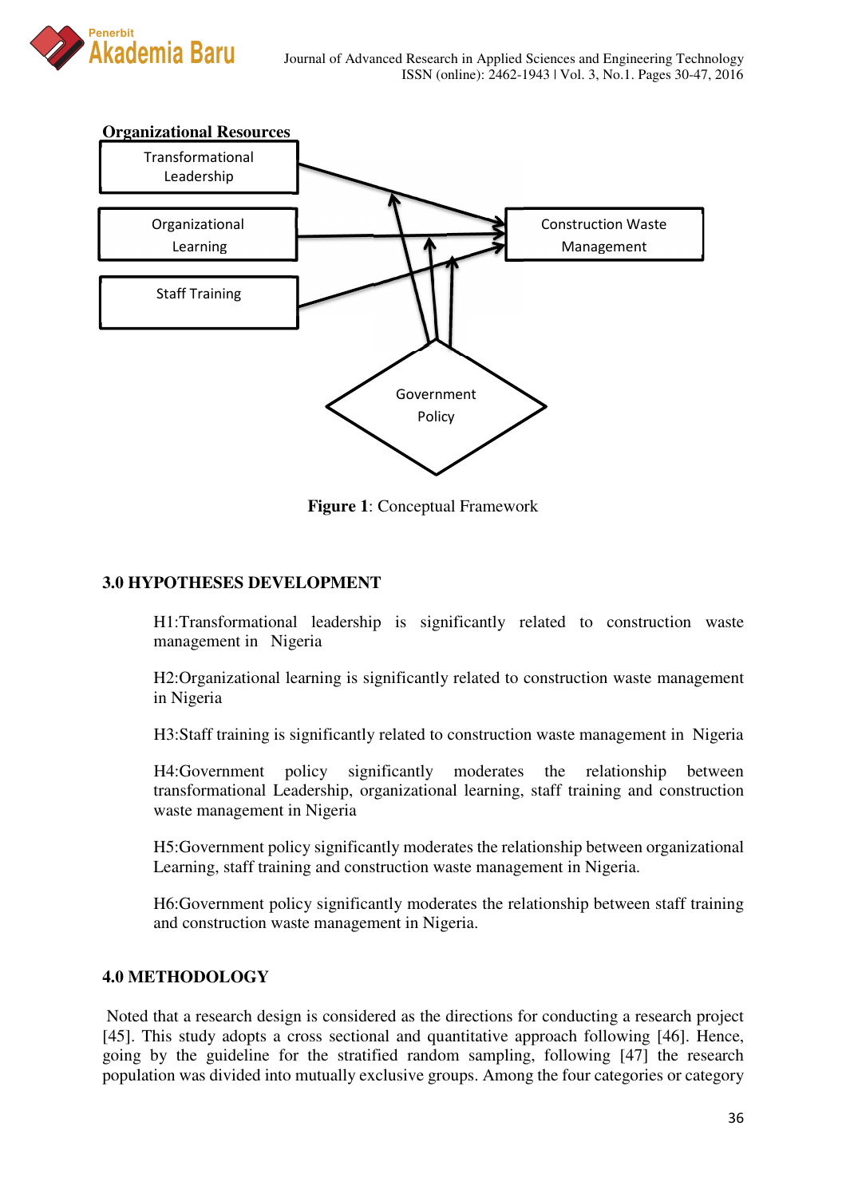**Organizational Resources**

Transformational Leadership

Organizational Learning

Staff Training

Construction Waste Management

Government Policy

**Figure 1**: Conceptual Framework

## 3.0 HYPOTHESES DEVELOPMENT

H1:Transformational leadership is significantly related to construction waste management in Nigeria

H2:Organizational learning is significantly related to construction waste management in Nigeria

H3:Staff training is significantly related to construction waste management in Nigeria

H4:Government policy significantly moderates the relationship between transformational Leadership, organizational learning, staff training and construction waste management in Nigeria

H5:Government policy significantly moderates the relationship between organizational Learning, staff training and construction waste management in Nigeria.

H6:Government policy significantly moderates the relationship between staff training and construction waste management in Nigeria.

## 4.0 METHODOLOGY

Noted that a research design is considered as the directions for conducting a research project [45]. This study adopts a cross sectional and quantitative approach following [46]. Hence, going by the guideline for the stratified random sampling, following [47] the research population was divided into mutually exclusive groups. Among the four categories or category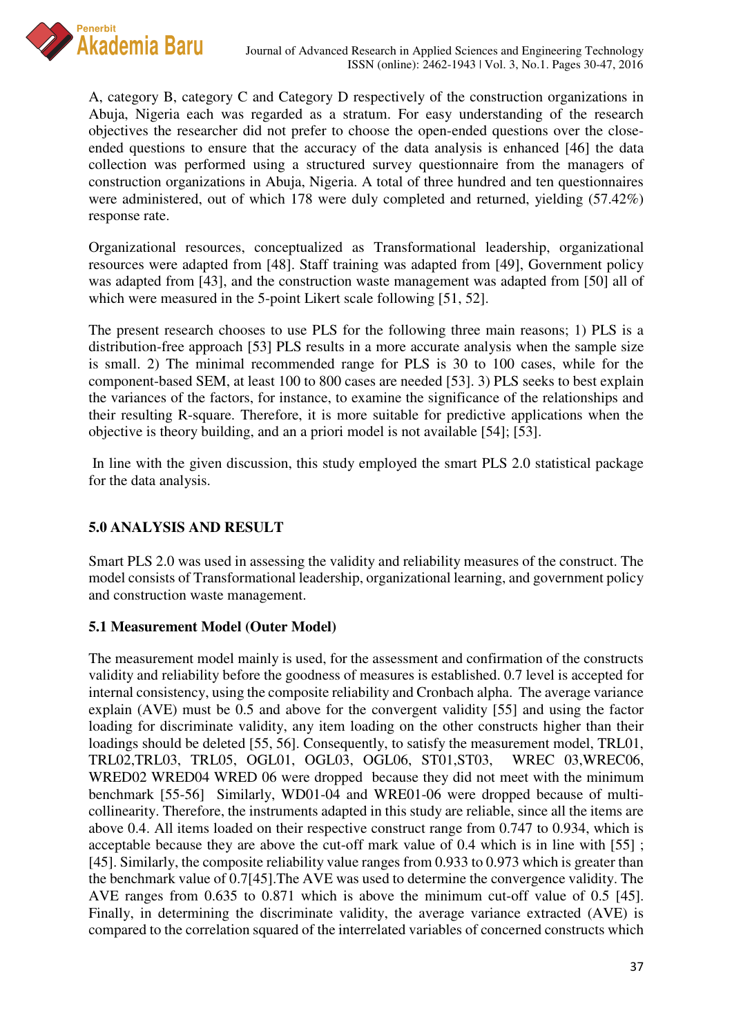A, category B, category C and Category D respectively of the construction organizations in Abuja, Nigeria each was regarded as a stratum. For easy understanding of the research objectives the researcher did not prefer to choose the open-ended questions over the close-ended questions to ensure that the accuracy of the data analysis is enhanced [46] the data collection was performed using a structured survey questionnaire from the managers of construction organizations in Abuja, Nigeria. A total of three hundred and ten questionnaires were administered, out of which 178 were duly completed and returned, yielding (57.42%) response rate.

Organizational resources, conceptualized as Transformational leadership, organizational resources were adapted from [48]. Staff training was adapted from [49], Government policy was adapted from [43], and the construction waste management was adapted from [50] all of which were measured in the 5-point Likert scale following [51, 52].

The present research chooses to use PLS for the following three main reasons; 1) PLS is a distribution-free approach [53] PLS results in a more accurate analysis when the sample size is small. 2) The minimal recommended range for PLS is 30 to 100 cases, while for the component-based SEM, at least 100 to 800 cases are needed [53]. 3) PLS seeks to best explain the variances of the factors, for instance, to examine the significance of the relationships and their resulting R-square. Therefore, it is more suitable for predictive applications when the objective is theory building, and an a priori model is not available [54]; [53].

In line with the given discussion, this study employed the smart PLS 2.0 statistical package for the data analysis.

## 5.0 ANALYSIS AND RESULT

Smart PLS 2.0 was used in assessing the validity and reliability measures of the construct. The model consists of Transformational leadership, organizational learning, and government policy and construction waste management.

### 5.1 Measurement Model (Outer Model)

The measurement model mainly is used, for the assessment and confirmation of the constructs validity and reliability before the goodness of measures is established. 0.7 level is accepted for internal consistency, using the composite reliability and Cronbach alpha. The average variance explain (AVE) must be 0.5 and above for the convergent validity [55] and using the factor loading for discriminate validity, any item loading on the other constructs higher than their loadings should be deleted [55, 56]. Consequently, to satisfy the measurement model, TRL01, TRL02,TRL03, TRL05, OGL01, OGL03, OGL06, ST01,ST03, WREC 03,WREC06, WRED02 WRED04 WRED 06 were dropped because they did not meet with the minimum benchmark [55-56] Similarly, WD01-04 and WRE01-06 were dropped because of multi-collinearity. Therefore, the instruments adapted in this study are reliable, since all the items are above 0.4. All items loaded on their respective construct range from 0.747 to 0.934, which is acceptable because they are above the cut-off mark value of 0.4 which is in line with [55] ; [45]. Similarly, the composite reliability value ranges from 0.933 to 0.973 which is greater than the benchmark value of 0.7[45].The AVE was used to determine the convergence validity. The AVE ranges from 0.635 to 0.871 which is above the minimum cut-off value of 0.5 [45]. Finally, in determining the discriminate validity, the average variance extracted (AVE) is compared to the correlation squared of the interrelated variables of concerned constructs which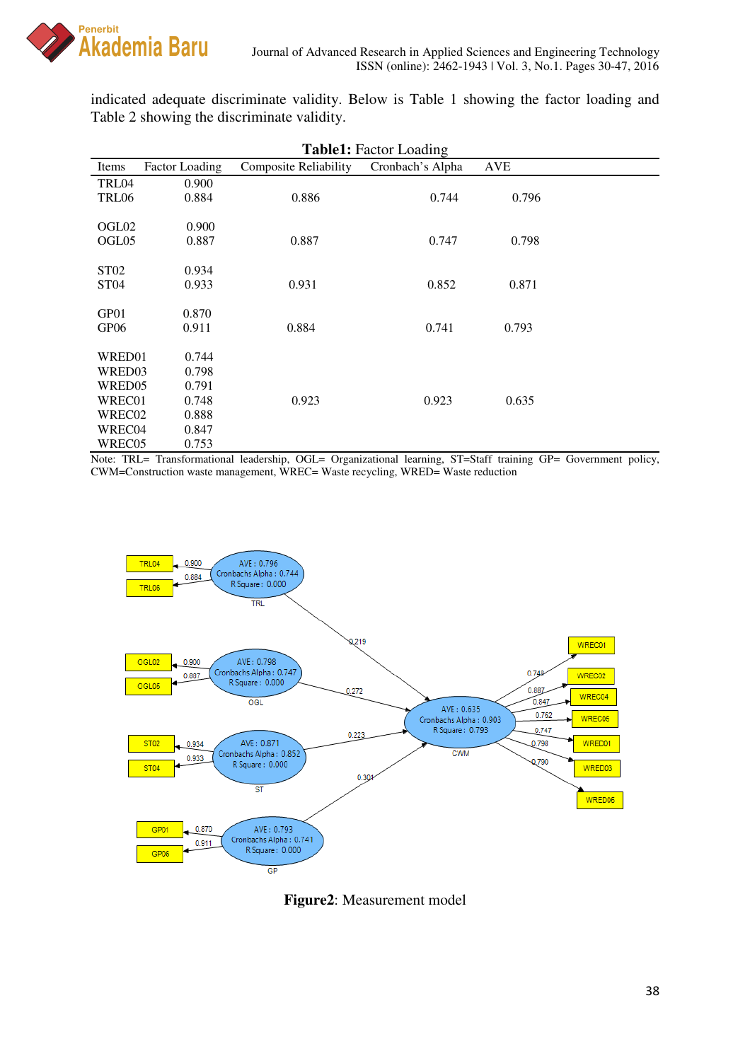indicated adequate discriminate validity. Below is Table 1 showing the factor loading and Table 2 showing the discriminate validity.

**Table1:** Factor Loading

| Items | Factor Loading | Composite Reliability | Cronbach's Alpha | AVE |
|---|---|---|---|---|
| TRL04 | 0.900 | | | |
| TRL06 | 0.884 | 0.886 | 0.744 | 0.796 |
| OGL02 | 0.900 | | | |
| OGL05 | 0.887 | 0.887 | 0.747 | 0.798 |
| ST02 | 0.934 | | | |
| ST04 | 0.933 | 0.931 | 0.852 | 0.871 |
| GP01 | 0.870 | | | |
| GP06 | 0.911 | 0.884 | 0.741 | 0.793 |
| WRED01 | 0.744 | | | |
| WRED03 | 0.798 | | | |
| WRED05 | 0.791 | | | |
| WREC01 | 0.748 | 0.923 | 0.923 | 0.635 |
| WREC02 | 0.888 | | | |
| WREC04 | 0.847 | | | |
| WREC05 | 0.753 | | | |

Note: TRL= Transformational leadership, OGL= Organizational learning, ST=Staff training GP= Government policy, CWM=Construction waste management, WREC= Waste recycling, WRED= Waste reduction

**Figure2**: Measurement model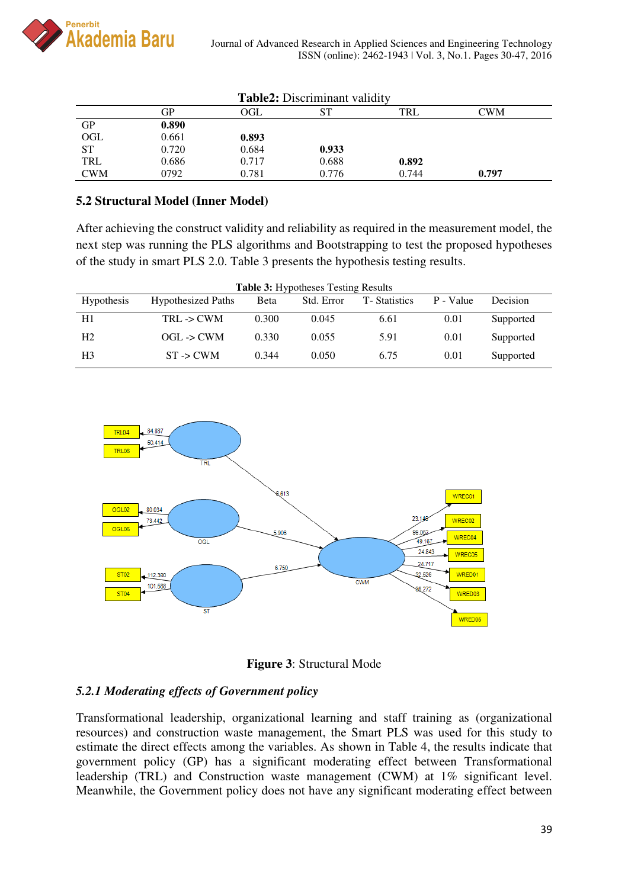**Table2:** Discriminant validity

| | GP | OGL | ST | TRL | CWM |
|---|---|---|---|---|---|
| GP | **0.890** | | | | |
| OGL | 0.661 | **0.893** | | | |
| ST | 0.720 | 0.684 | **0.933** | | |
| TRL | 0.686 | 0.717 | 0.688 | **0.892** | |
| CWM | 0792 | 0.781 | 0.776 | 0.744 | **0.797** |

### 5.2 Structural Model (Inner Model)

After achieving the construct validity and reliability as required in the measurement model, the next step was running the PLS algorithms and Bootstrapping to test the proposed hypotheses of the study in smart PLS 2.0. Table 3 presents the hypothesis testing results.

**Table 3:** Hypotheses Testing Results

| Hypothesis | Hypothesized Paths | Beta | Std. Error | T- Statistics | P - Value | Decision |
|---|---|---|---|---|---|---|
| H1 | TRL -> CWM | 0.300 | 0.045 | 6.61 | 0.01 | Supported |
| H2 | OGL -> CWM | 0.330 | 0.055 | 5.91 | 0.01 | Supported |
| H3 | ST -> CWM | 0.344 | 0.050 | 6.75 | 0.01 | Supported |

**Figure 3**: Structural Mode

#### *5.2.1 Moderating effects of Government policy*

Transformational leadership, organizational learning and staff training as (organizational resources) and construction waste management, the Smart PLS was used for this study to estimate the direct effects among the variables. As shown in Table 4, the results indicate that government policy (GP) has a significant moderating effect between Transformational leadership (TRL) and Construction waste management (CWM) at 1% significant level. Meanwhile, the Government policy does not have any significant moderating effect between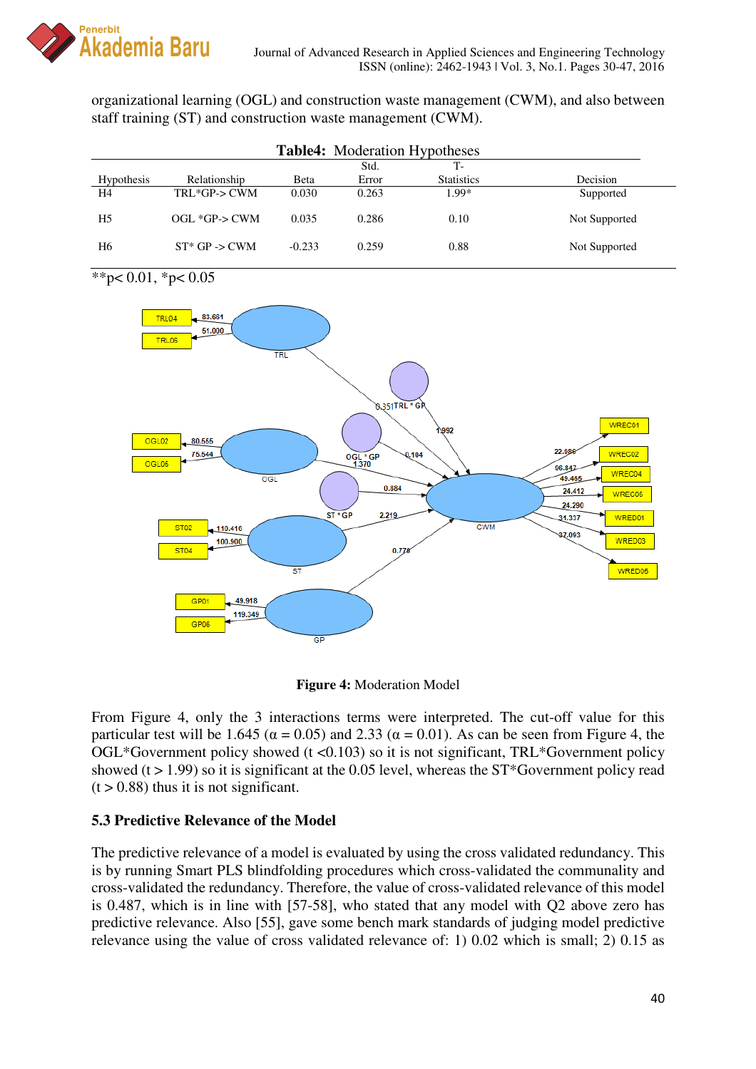organizational learning (OGL) and construction waste management (CWM), and also between staff training (ST) and construction waste management (CWM).

**Table4:** Moderation Hypotheses

| Hypothesis | Relationship | Beta | Std. Error | T-Statistics | Decision |
|---|---|---|---|---|---|
| H4 | TRL*GP-> CWM | 0.030 | 0.263 | 1.99* | Supported |
| H5 | OGL *GP-> CWM | 0.035 | 0.286 | 0.10 | Not Supported |
| H6 | ST* GP -> CWM | -0.233 | 0.259 | 0.88 | Not Supported |

**p< 0.01, *p< 0.05

**Figure 4:** Moderation Model

From Figure 4, only the 3 interactions terms were interpreted. The cut-off value for this particular test will be 1.645 ($\alpha = 0.05$) and 2.33 ($\alpha = 0.01$). As can be seen from Figure 4, the OGL*Government policy showed ($t < 0.103$) so it is not significant, TRL*Government policy showed ($t > 1.99$) so it is significant at the 0.05 level, whereas the ST*Government policy read ($t > 0.88$) thus it is not significant.

### 5.3 Predictive Relevance of the Model

The predictive relevance of a model is evaluated by using the cross validated redundancy. This is by running Smart PLS blindfolding procedures which cross-validated the communality and cross-validated the redundancy. Therefore, the value of cross-validated relevance of this model is 0.487, which is in line with [57-58], who stated that any model with Q2 above zero has predictive relevance. Also [55], gave some bench mark standards of judging model predictive relevance using the value of cross validated relevance of: 1) 0.02 which is small; 2) 0.15 as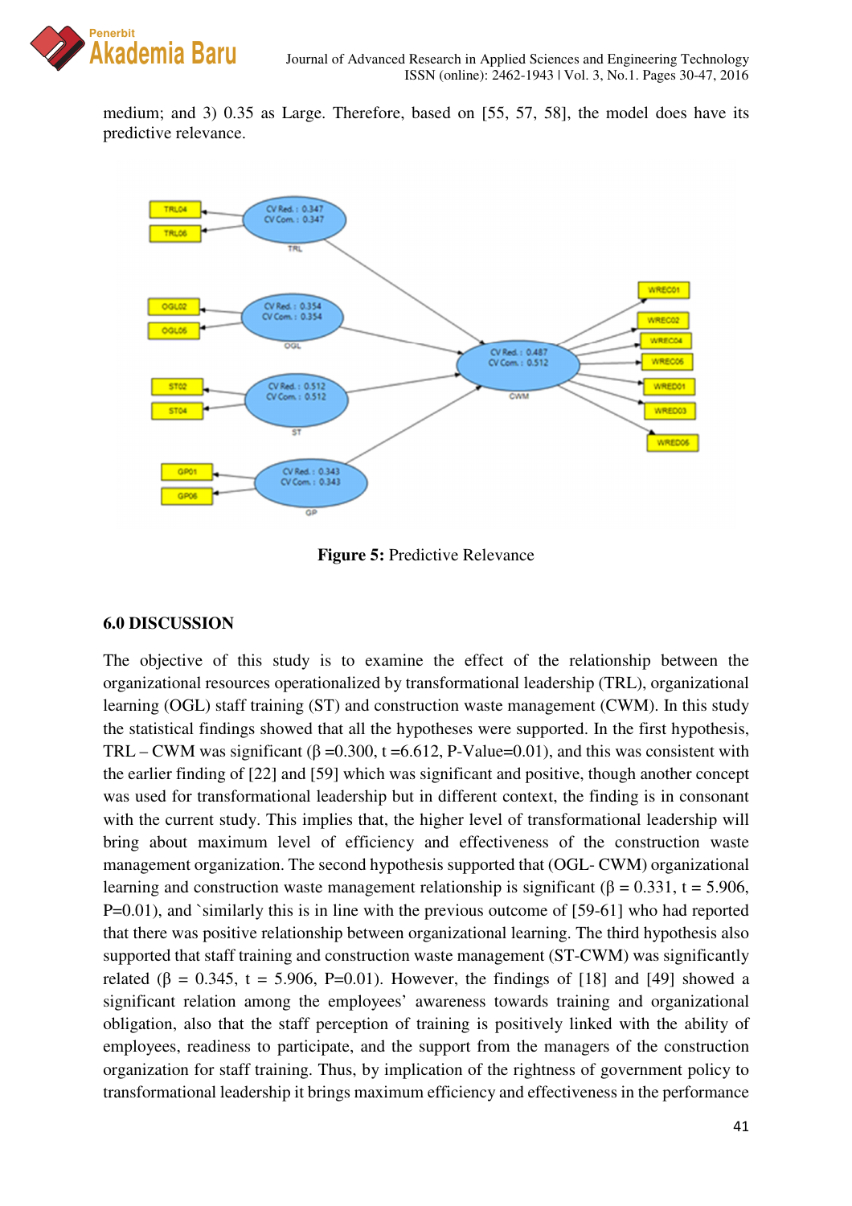medium; and 3) 0.35 as Large. Therefore, based on [55, 57, 58], the model does have its predictive relevance.

**Figure 5:** Predictive Relevance

## 6.0 DISCUSSION

The objective of this study is to examine the effect of the relationship between the organizational resources operationalized by transformational leadership (TRL), organizational learning (OGL) staff training (ST) and construction waste management (CWM). In this study the statistical findings showed that all the hypotheses were supported. In the first hypothesis, TRL – CWM was significant (β =0.300, t =6.612, P-Value=0.01), and this was consistent with the earlier finding of [22] and [59] which was significant and positive, though another concept was used for transformational leadership but in different context, the finding is in consonant with the current study. This implies that, the higher level of transformational leadership will bring about maximum level of efficiency and effectiveness of the construction waste management organization. The second hypothesis supported that (OGL- CWM) organizational learning and construction waste management relationship is significant (β = 0.331, t = 5.906, P=0.01), and `similarly this is in line with the previous outcome of [59-61] who had reported that there was positive relationship between organizational learning. The third hypothesis also supported that staff training and construction waste management (ST-CWM) was significantly related (β = 0.345, t = 5.906, P=0.01). However, the findings of [18] and [49] showed a significant relation among the employees' awareness towards training and organizational obligation, also that the staff perception of training is positively linked with the ability of employees, readiness to participate, and the support from the managers of the construction organization for staff training. Thus, by implication of the rightness of government policy to transformational leadership it brings maximum efficiency and effectiveness in the performance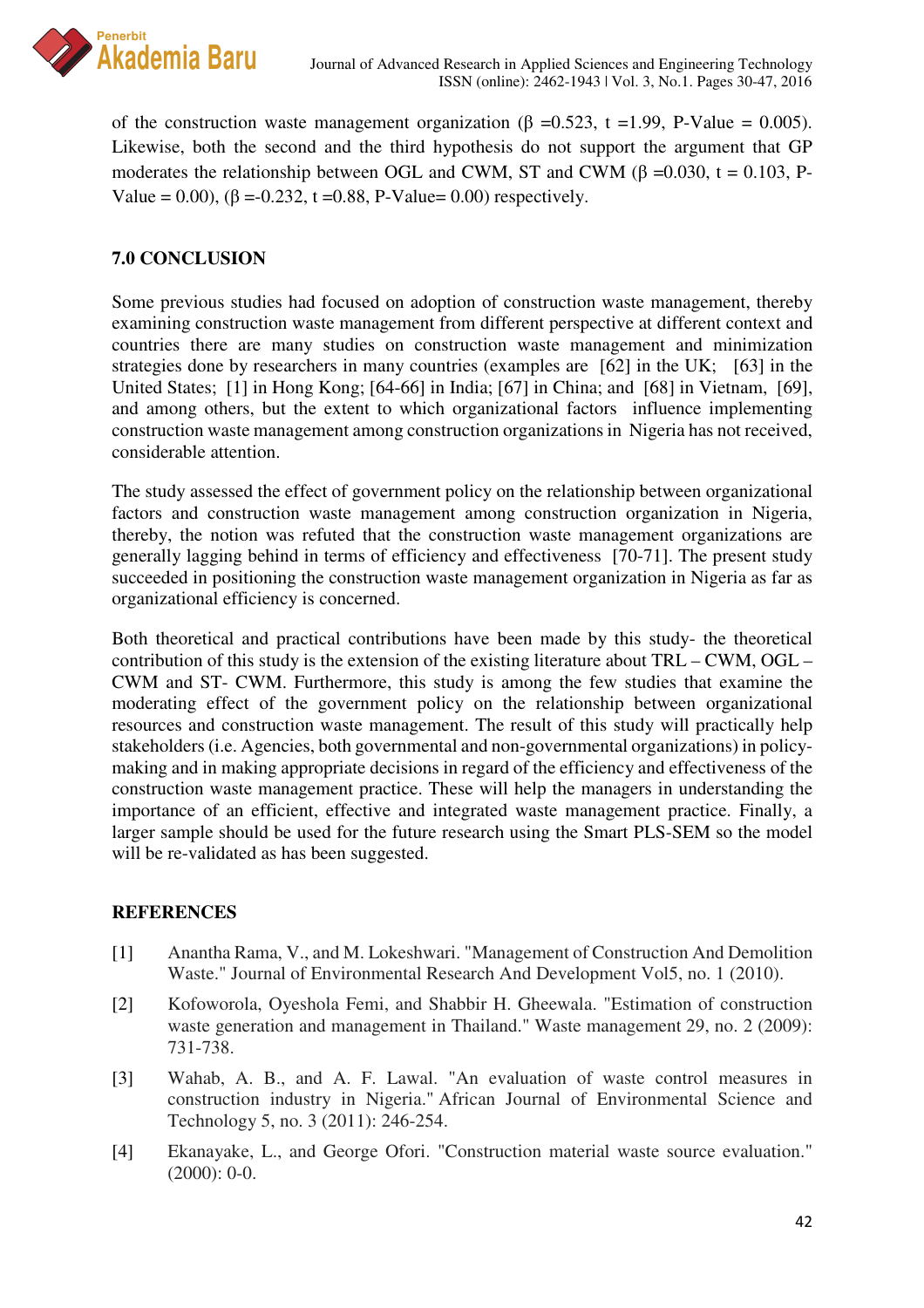of the construction waste management organization ($\beta$ =0.523, t =1.99, P-Value = 0.005). Likewise, both the second and the third hypothesis do not support the argument that GP moderates the relationship between OGL and CWM, ST and CWM ($\beta$ =0.030, t = 0.103, P-Value = 0.00), ($\beta$ =-0.232, t =0.88, P-Value= 0.00) respectively.

## 7.0 CONCLUSION

Some previous studies had focused on adoption of construction waste management, thereby examining construction waste management from different perspective at different context and countries there are many studies on construction waste management and minimization strategies done by researchers in many countries (examples are [62] in the UK; [63] in the United States; [1] in Hong Kong; [64-66] in India; [67] in China; and [68] in Vietnam, [69], and among others, but the extent to which organizational factors influence implementing construction waste management among construction organizations in Nigeria has not received, considerable attention.

The study assessed the effect of government policy on the relationship between organizational factors and construction waste management among construction organization in Nigeria, thereby, the notion was refuted that the construction waste management organizations are generally lagging behind in terms of efficiency and effectiveness [70-71]. The present study succeeded in positioning the construction waste management organization in Nigeria as far as organizational efficiency is concerned.

Both theoretical and practical contributions have been made by this study- the theoretical contribution of this study is the extension of the existing literature about TRL – CWM, OGL – CWM and ST- CWM. Furthermore, this study is among the few studies that examine the moderating effect of the government policy on the relationship between organizational resources and construction waste management. The result of this study will practically help stakeholders (i.e. Agencies, both governmental and non-governmental organizations) in policy-making and in making appropriate decisions in regard of the efficiency and effectiveness of the construction waste management practice. These will help the managers in understanding the importance of an efficient, effective and integrated waste management practice. Finally, a larger sample should be used for the future research using the Smart PLS-SEM so the model will be re-validated as has been suggested.

## REFERENCES

[1] Anantha Rama, V., and M. Lokeshwari. "Management of Construction And Demolition Waste." Journal of Environmental Research And Development Vol5, no. 1 (2010).

[2] Kofoworola, Oyeshola Femi, and Shabbir H. Gheewala. "Estimation of construction waste generation and management in Thailand." Waste management 29, no. 2 (2009): 731-738.

[3] Wahab, A. B., and A. F. Lawal. "An evaluation of waste control measures in construction industry in Nigeria." African Journal of Environmental Science and Technology 5, no. 3 (2011): 246-254.

[4] Ekanayake, L., and George Ofori. "Construction material waste source evaluation." (2000): 0-0.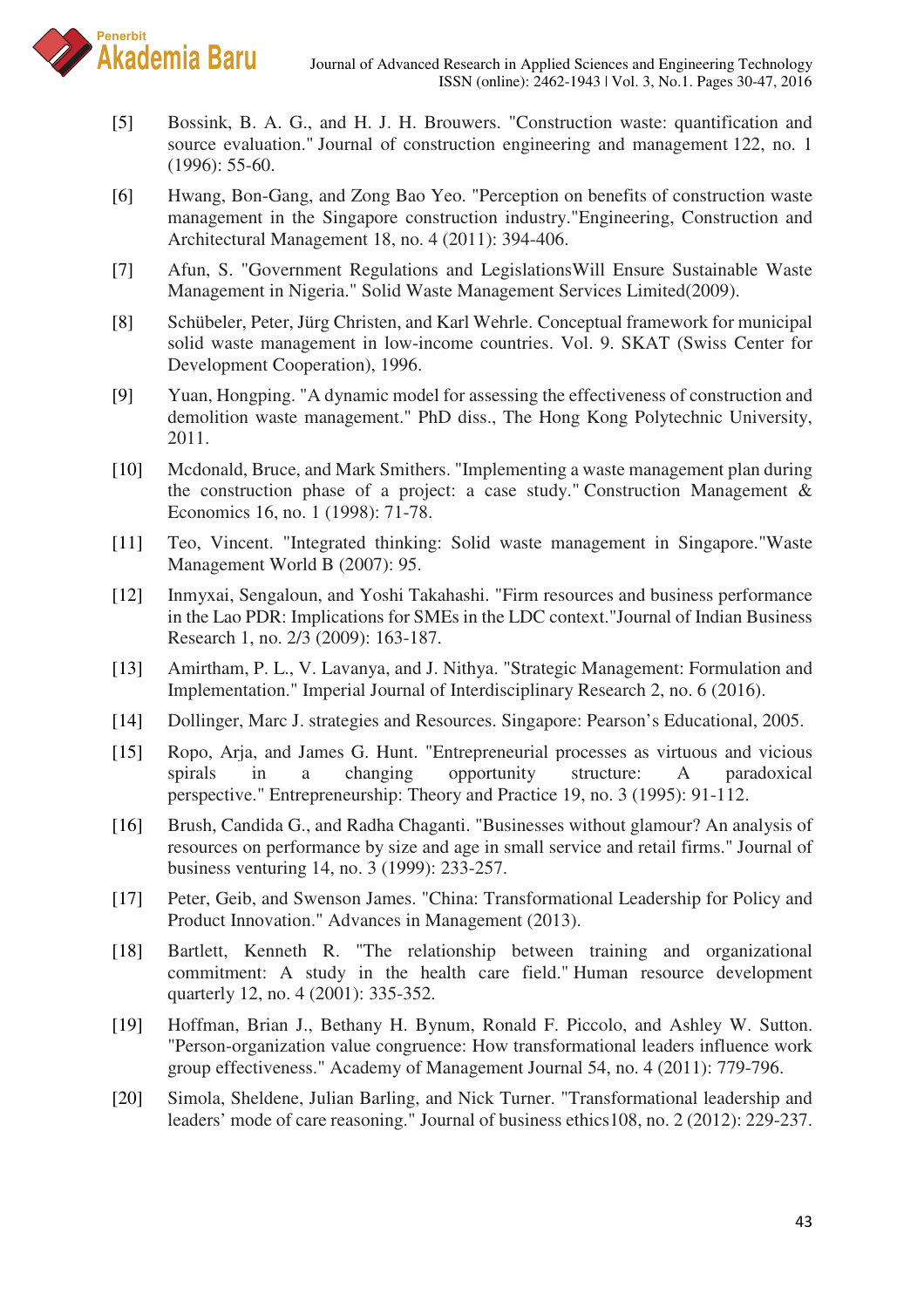[5] Bossink, B. A. G., and H. J. H. Brouwers. "Construction waste: quantification and source evaluation." Journal of construction engineering and management 122, no. 1 (1996): 55-60.

[6] Hwang, Bon-Gang, and Zong Bao Yeo. "Perception on benefits of construction waste management in the Singapore construction industry."Engineering, Construction and Architectural Management 18, no. 4 (2011): 394-406.

[7] Afun, S. "Government Regulations and LegislationsWill Ensure Sustainable Waste Management in Nigeria." Solid Waste Management Services Limited(2009).

[8] Schübeler, Peter, Jürg Christen, and Karl Wehrle. Conceptual framework for municipal solid waste management in low-income countries. Vol. 9. SKAT (Swiss Center for Development Cooperation), 1996.

[9] Yuan, Hongping. "A dynamic model for assessing the effectiveness of construction and demolition waste management." PhD diss., The Hong Kong Polytechnic University, 2011.

[10] Mcdonald, Bruce, and Mark Smithers. "Implementing a waste management plan during the construction phase of a project: a case study." Construction Management & Economics 16, no. 1 (1998): 71-78.

[11] Teo, Vincent. "Integrated thinking: Solid waste management in Singapore."Waste Management World B (2007): 95.

[12] Inmyxai, Sengaloun, and Yoshi Takahashi. "Firm resources and business performance in the Lao PDR: Implications for SMEs in the LDC context."Journal of Indian Business Research 1, no. 2/3 (2009): 163-187.

[13] Amirtham, P. L., V. Lavanya, and J. Nithya. "Strategic Management: Formulation and Implementation." Imperial Journal of Interdisciplinary Research 2, no. 6 (2016).

[14] Dollinger, Marc J. strategies and Resources. Singapore: Pearson's Educational, 2005.

[15] Ropo, Arja, and James G. Hunt. "Entrepreneurial processes as virtuous and vicious spirals in a changing opportunity structure: A paradoxical perspective." Entrepreneurship: Theory and Practice 19, no. 3 (1995): 91-112.

[16] Brush, Candida G., and Radha Chaganti. "Businesses without glamour? An analysis of resources on performance by size and age in small service and retail firms." Journal of business venturing 14, no. 3 (1999): 233-257.

[17] Peter, Geib, and Swenson James. "China: Transformational Leadership for Policy and Product Innovation." Advances in Management (2013).

[18] Bartlett, Kenneth R. "The relationship between training and organizational commitment: A study in the health care field." Human resource development quarterly 12, no. 4 (2001): 335-352.

[19] Hoffman, Brian J., Bethany H. Bynum, Ronald F. Piccolo, and Ashley W. Sutton. "Person-organization value congruence: How transformational leaders influence work group effectiveness." Academy of Management Journal 54, no. 4 (2011): 779-796.

[20] Simola, Sheldene, Julian Barling, and Nick Turner. "Transformational leadership and leaders' mode of care reasoning." Journal of business ethics108, no. 2 (2012): 229-237.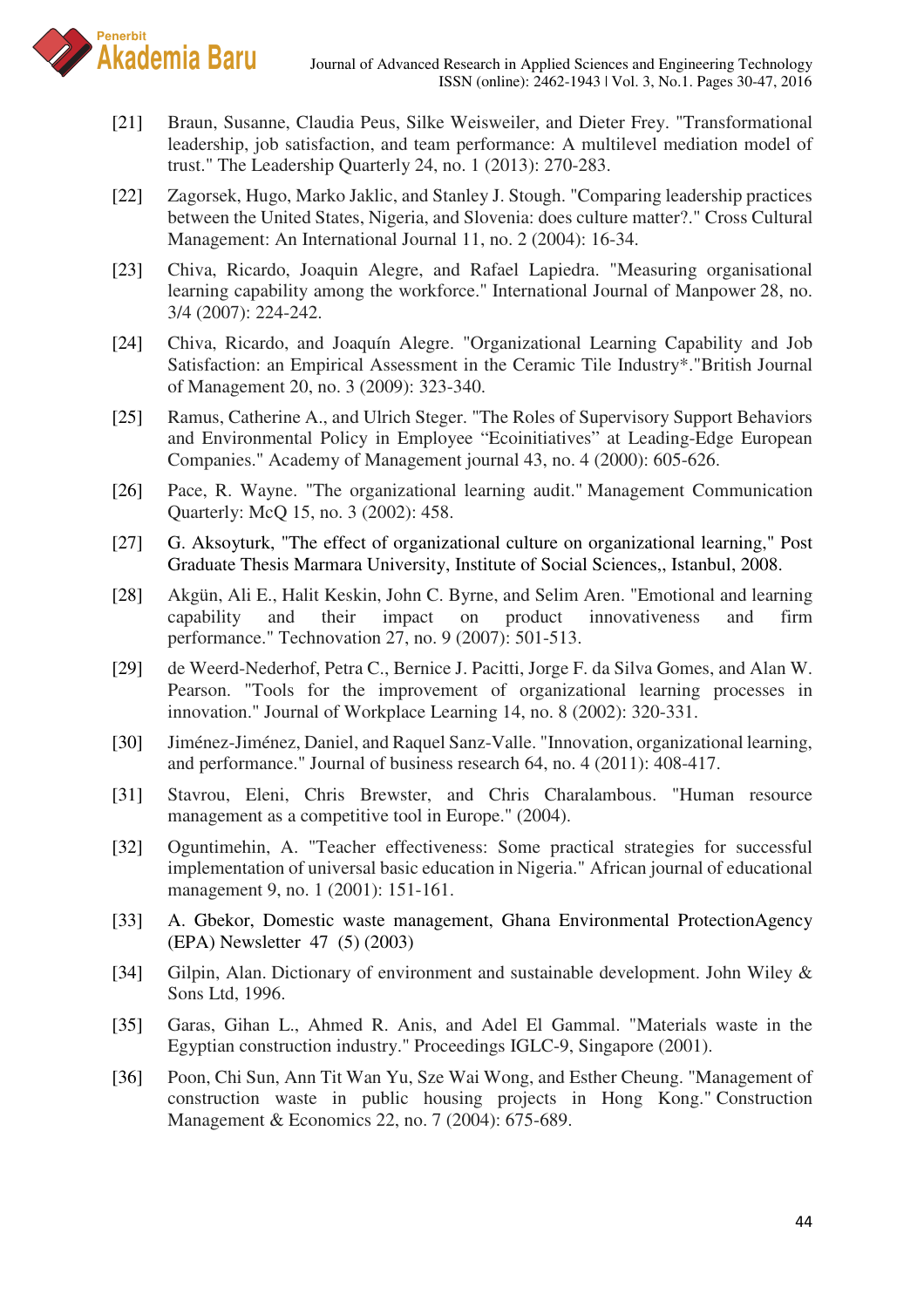[21] Braun, Susanne, Claudia Peus, Silke Weisweiler, and Dieter Frey. "Transformational leadership, job satisfaction, and team performance: A multilevel mediation model of trust." The Leadership Quarterly 24, no. 1 (2013): 270-283.

[22] Zagorsek, Hugo, Marko Jaklic, and Stanley J. Stough. "Comparing leadership practices between the United States, Nigeria, and Slovenia: does culture matter?." Cross Cultural Management: An International Journal 11, no. 2 (2004): 16-34.

[23] Chiva, Ricardo, Joaquin Alegre, and Rafael Lapiedra. "Measuring organisational learning capability among the workforce." International Journal of Manpower 28, no. 3/4 (2007): 224-242.

[24] Chiva, Ricardo, and Joaquín Alegre. "Organizational Learning Capability and Job Satisfaction: an Empirical Assessment in the Ceramic Tile Industry*."British Journal of Management 20, no. 3 (2009): 323-340.

[25] Ramus, Catherine A., and Ulrich Steger. "The Roles of Supervisory Support Behaviors and Environmental Policy in Employee "Ecoinitiatives" at Leading-Edge European Companies." Academy of Management journal 43, no. 4 (2000): 605-626.

[26] Pace, R. Wayne. "The organizational learning audit." Management Communication Quarterly: McQ 15, no. 3 (2002): 458.

[27] G. Aksoyturk, "The effect of organizational culture on organizational learning," Post Graduate Thesis Marmara University, Institute of Social Sciences,, Istanbul, 2008.

[28] Akgün, Ali E., Halit Keskin, John C. Byrne, and Selim Aren. "Emotional and learning capability and their impact on product innovativeness and firm performance." Technovation 27, no. 9 (2007): 501-513.

[29] de Weerd-Nederhof, Petra C., Bernice J. Pacitti, Jorge F. da Silva Gomes, and Alan W. Pearson. "Tools for the improvement of organizational learning processes in innovation." Journal of Workplace Learning 14, no. 8 (2002): 320-331.

[30] Jiménez-Jiménez, Daniel, and Raquel Sanz-Valle. "Innovation, organizational learning, and performance." Journal of business research 64, no. 4 (2011): 408-417.

[31] Stavrou, Eleni, Chris Brewster, and Chris Charalambous. "Human resource management as a competitive tool in Europe." (2004).

[32] Oguntimehin, A. "Teacher effectiveness: Some practical strategies for successful implementation of universal basic education in Nigeria." African journal of educational management 9, no. 1 (2001): 151-161.

[33] A. Gbekor, Domestic waste management, Ghana Environmental ProtectionAgency (EPA) Newsletter 47 (5) (2003)

[34] Gilpin, Alan. Dictionary of environment and sustainable development. John Wiley & Sons Ltd, 1996.

[35] Garas, Gihan L., Ahmed R. Anis, and Adel El Gammal. "Materials waste in the Egyptian construction industry." Proceedings IGLC-9, Singapore (2001).

[36] Poon, Chi Sun, Ann Tit Wan Yu, Sze Wai Wong, and Esther Cheung. "Management of construction waste in public housing projects in Hong Kong." Construction Management & Economics 22, no. 7 (2004): 675-689.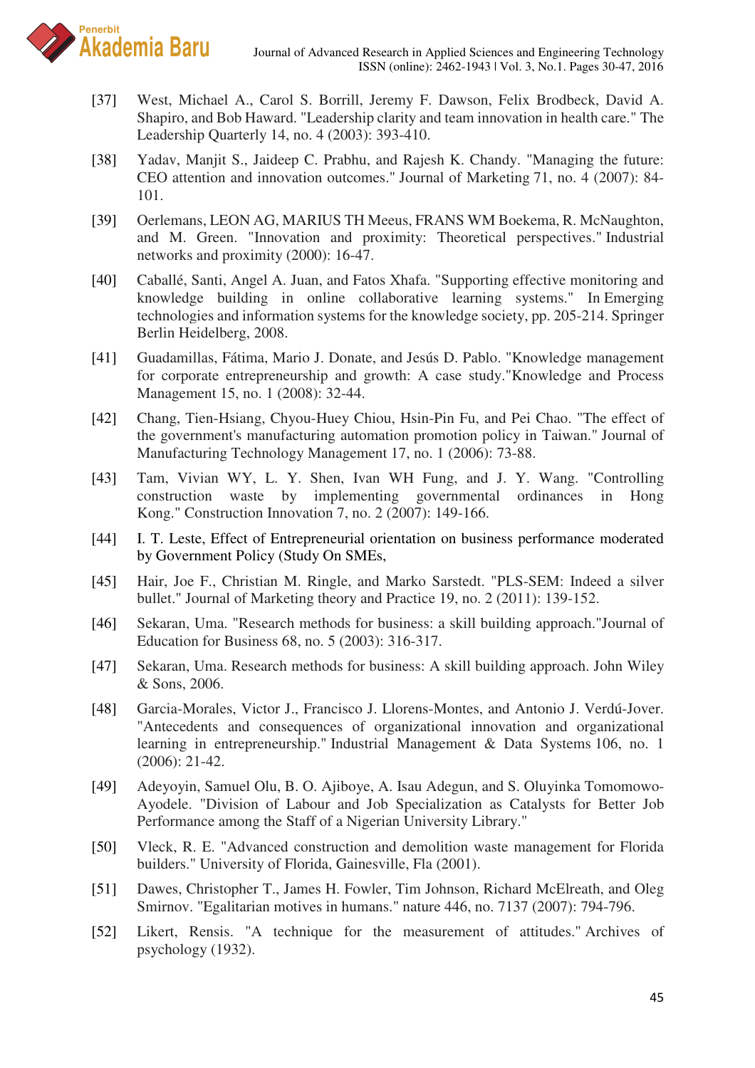[37] West, Michael A., Carol S. Borrill, Jeremy F. Dawson, Felix Brodbeck, David A. Shapiro, and Bob Haward. "Leadership clarity and team innovation in health care." The Leadership Quarterly 14, no. 4 (2003): 393-410.

[38] Yadav, Manjit S., Jaideep C. Prabhu, and Rajesh K. Chandy. "Managing the future: CEO attention and innovation outcomes." Journal of Marketing 71, no. 4 (2007): 84-101.

[39] Oerlemans, LEON AG, MARIUS TH Meeus, FRANS WM Boekema, R. McNaughton, and M. Green. "Innovation and proximity: Theoretical perspectives." Industrial networks and proximity (2000): 16-47.

[40] Caballé, Santi, Angel A. Juan, and Fatos Xhafa. "Supporting effective monitoring and knowledge building in online collaborative learning systems." In Emerging technologies and information systems for the knowledge society, pp. 205-214. Springer Berlin Heidelberg, 2008.

[41] Guadamillas, Fátima, Mario J. Donate, and Jesús D. Pablo. "Knowledge management for corporate entrepreneurship and growth: A case study."Knowledge and Process Management 15, no. 1 (2008): 32-44.

[42] Chang, Tien-Hsiang, Chyou-Huey Chiou, Hsin-Pin Fu, and Pei Chao. "The effect of the government's manufacturing automation promotion policy in Taiwan." Journal of Manufacturing Technology Management 17, no. 1 (2006): 73-88.

[43] Tam, Vivian WY, L. Y. Shen, Ivan WH Fung, and J. Y. Wang. "Controlling construction waste by implementing governmental ordinances in Hong Kong." Construction Innovation 7, no. 2 (2007): 149-166.

[44] I. T. Leste, Effect of Entrepreneurial orientation on business performance moderated by Government Policy (Study On SMEs,

[45] Hair, Joe F., Christian M. Ringle, and Marko Sarstedt. "PLS-SEM: Indeed a silver bullet." Journal of Marketing theory and Practice 19, no. 2 (2011): 139-152.

[46] Sekaran, Uma. "Research methods for business: a skill building approach."Journal of Education for Business 68, no. 5 (2003): 316-317.

[47] Sekaran, Uma. Research methods for business: A skill building approach. John Wiley & Sons, 2006.

[48] Garcia-Morales, Victor J., Francisco J. Llorens-Montes, and Antonio J. Verdú-Jover. "Antecedents and consequences of organizational innovation and organizational learning in entrepreneurship." Industrial Management & Data Systems 106, no. 1 (2006): 21-42.

[49] Adeyoyin, Samuel Olu, B. O. Ajiboye, A. Isau Adegun, and S. Oluyinka Tomomowo-Ayodele. "Division of Labour and Job Specialization as Catalysts for Better Job Performance among the Staff of a Nigerian University Library."

[50] Vleck, R. E. "Advanced construction and demolition waste management for Florida builders." University of Florida, Gainesville, Fla (2001).

[51] Dawes, Christopher T., James H. Fowler, Tim Johnson, Richard McElreath, and Oleg Smirnov. "Egalitarian motives in humans." nature 446, no. 7137 (2007): 794-796.

[52] Likert, Rensis. "A technique for the measurement of attitudes." Archives of psychology (1932).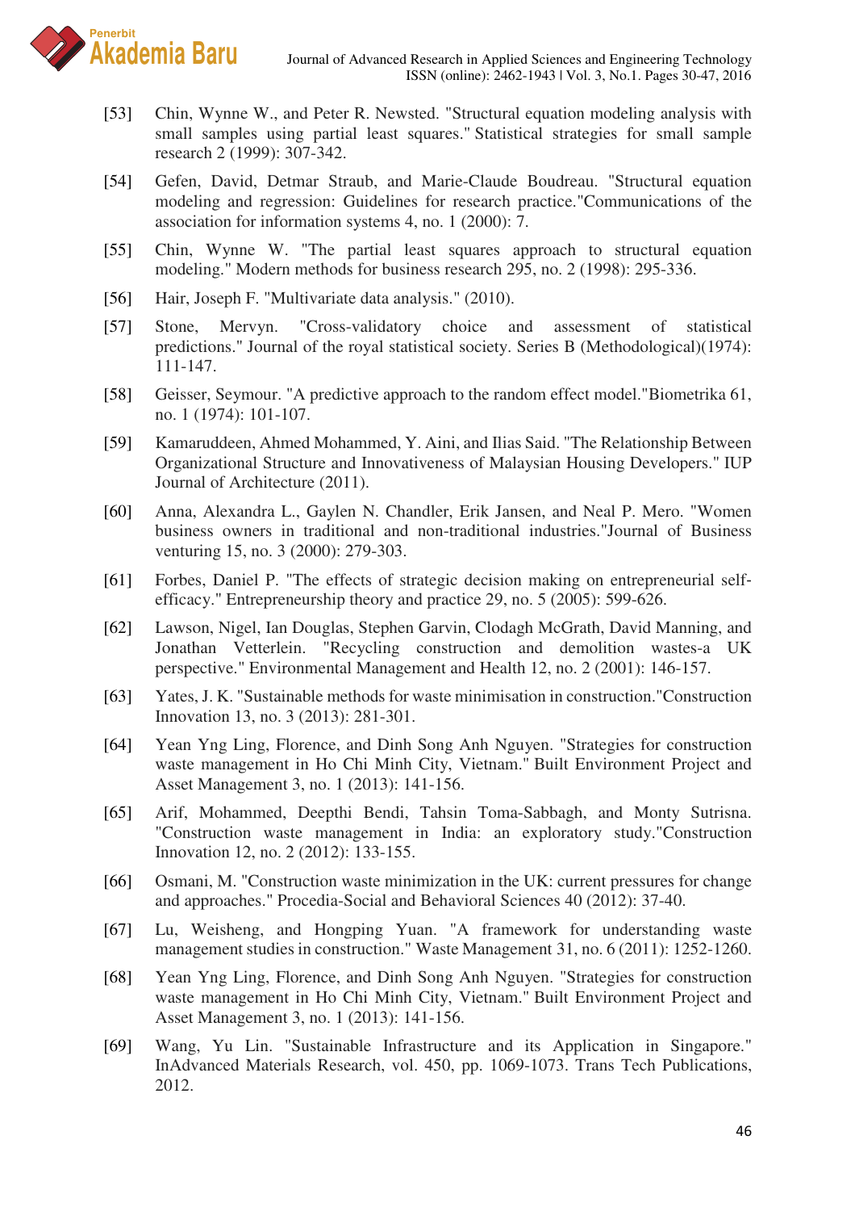[53] Chin, Wynne W., and Peter R. Newsted. "Structural equation modeling analysis with small samples using partial least squares." Statistical strategies for small sample research 2 (1999): 307-342.

[54] Gefen, David, Detmar Straub, and Marie-Claude Boudreau. "Structural equation modeling and regression: Guidelines for research practice."Communications of the association for information systems 4, no. 1 (2000): 7.

[55] Chin, Wynne W. "The partial least squares approach to structural equation modeling." Modern methods for business research 295, no. 2 (1998): 295-336.

[56] Hair, Joseph F. "Multivariate data analysis." (2010).

[57] Stone, Mervyn. "Cross-validatory choice and assessment of statistical predictions." Journal of the royal statistical society. Series B (Methodological)(1974): 111-147.

[58] Geisser, Seymour. "A predictive approach to the random effect model."Biometrika 61, no. 1 (1974): 101-107.

[59] Kamaruddeen, Ahmed Mohammed, Y. Aini, and Ilias Said. "The Relationship Between Organizational Structure and Innovativeness of Malaysian Housing Developers." IUP Journal of Architecture (2011).

[60] Anna, Alexandra L., Gaylen N. Chandler, Erik Jansen, and Neal P. Mero. "Women business owners in traditional and non-traditional industries."Journal of Business venturing 15, no. 3 (2000): 279-303.

[61] Forbes, Daniel P. "The effects of strategic decision making on entrepreneurial self-efficacy." Entrepreneurship theory and practice 29, no. 5 (2005): 599-626.

[62] Lawson, Nigel, Ian Douglas, Stephen Garvin, Clodagh McGrath, David Manning, and Jonathan Vetterlein. "Recycling construction and demolition wastes-a UK perspective." Environmental Management and Health 12, no. 2 (2001): 146-157.

[63] Yates, J. K. "Sustainable methods for waste minimisation in construction."Construction Innovation 13, no. 3 (2013): 281-301.

[64] Yean Yng Ling, Florence, and Dinh Song Anh Nguyen. "Strategies for construction waste management in Ho Chi Minh City, Vietnam." Built Environment Project and Asset Management 3, no. 1 (2013): 141-156.

[65] Arif, Mohammed, Deepthi Bendi, Tahsin Toma-Sabbagh, and Monty Sutrisna. "Construction waste management in India: an exploratory study."Construction Innovation 12, no. 2 (2012): 133-155.

[66] Osmani, M. "Construction waste minimization in the UK: current pressures for change and approaches." Procedia-Social and Behavioral Sciences 40 (2012): 37-40.

[67] Lu, Weisheng, and Hongping Yuan. "A framework for understanding waste management studies in construction." Waste Management 31, no. 6 (2011): 1252-1260.

[68] Yean Yng Ling, Florence, and Dinh Song Anh Nguyen. "Strategies for construction waste management in Ho Chi Minh City, Vietnam." Built Environment Project and Asset Management 3, no. 1 (2013): 141-156.

[69] Wang, Yu Lin. "Sustainable Infrastructure and its Application in Singapore." InAdvanced Materials Research, vol. 450, pp. 1069-1073. Trans Tech Publications, 2012.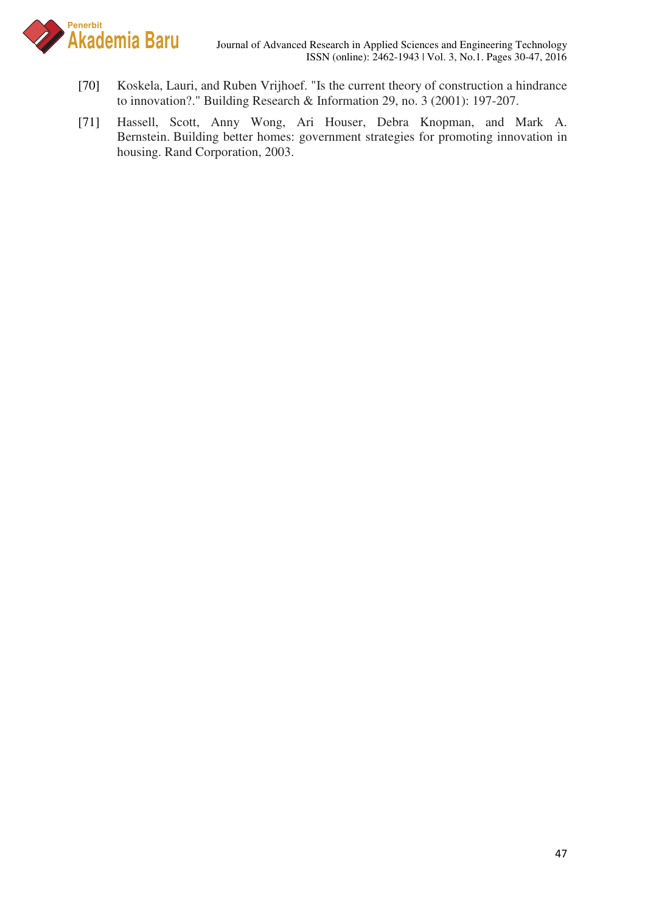[70] Koskela, Lauri, and Ruben Vrijhoef. "Is the current theory of construction a hindrance to innovation?." Building Research & Information 29, no. 3 (2001): 197-207.

[71] Hassell, Scott, Anny Wong, Ari Houser, Debra Knopman, and Mark A. Bernstein. Building better homes: government strategies for promoting innovation in housing. Rand Corporation, 2003.